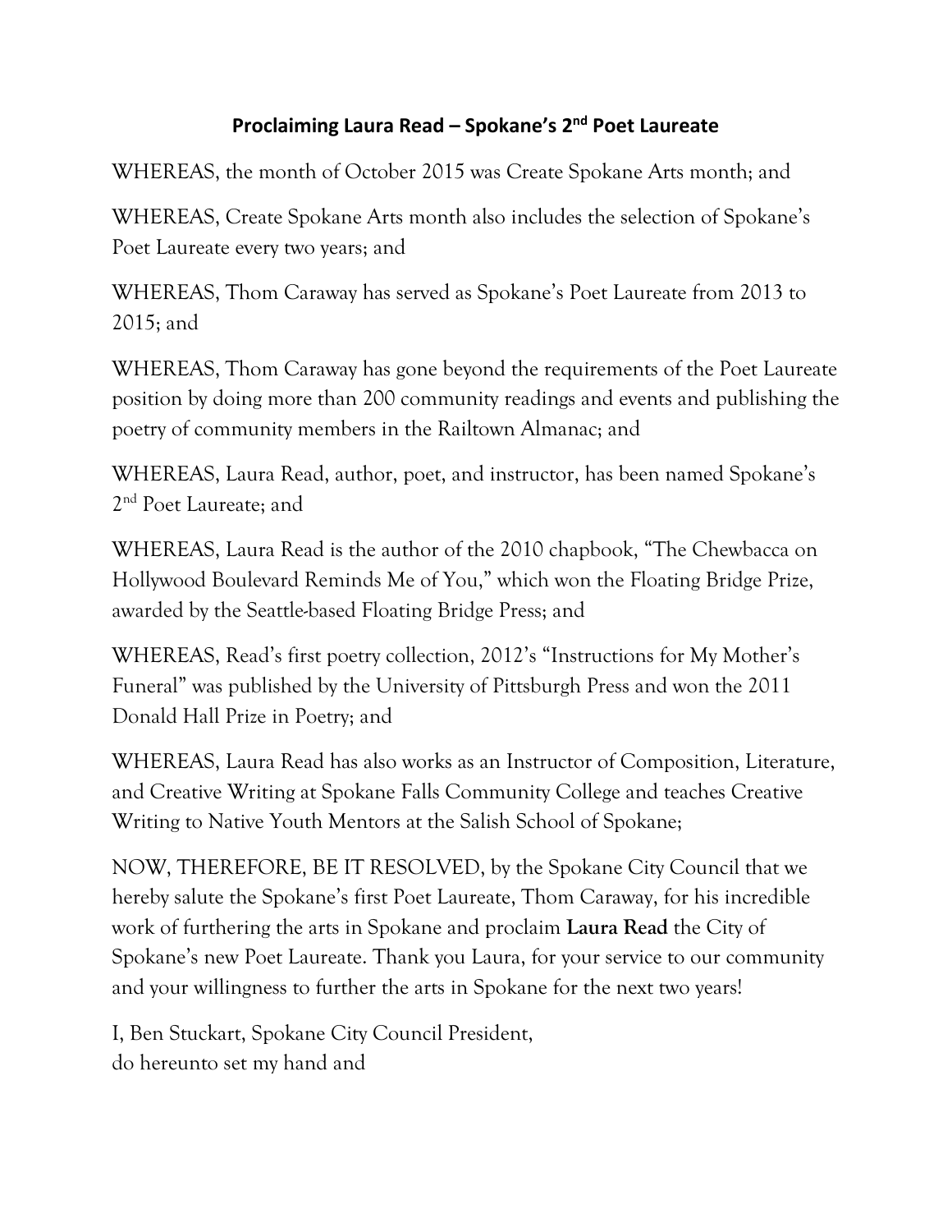## Proclaiming Laura Read – Spokane's 2nd Poet Laureate

WHEREAS, the month of October 2015 was Create Spokane Arts month; and

WHEREAS, Create Spokane Arts month also includes the selection of Spokane's Poet Laureate every two years; and

WHEREAS, Thom Caraway has served as Spokane's Poet Laureate from 2013 to 2015; and

WHEREAS, Thom Caraway has gone beyond the requirements of the Poet Laureate position by doing more than 200 community readings and events and publishing the poetry of community members in the Railtown Almanac; and

WHEREAS, Laura Read, author, poet, and instructor, has been named Spokane's 2nd Poet Laureate; and

WHEREAS, Laura Read is the author of the 2010 chapbook, "The Chewbacca on Hollywood Boulevard Reminds Me of You," which won the Floating Bridge Prize, awarded by the Seattle-based Floating Bridge Press; and

WHEREAS, Read's first poetry collection, 2012's "Instructions for My Mother's Funeral" was published by the University of Pittsburgh Press and won the 2011 Donald Hall Prize in Poetry; and

WHEREAS, Laura Read has also works as an Instructor of Composition, Literature, and Creative Writing at Spokane Falls Community College and teaches Creative Writing to Native Youth Mentors at the Salish School of Spokane;

NOW, THEREFORE, BE IT RESOLVED, by the Spokane City Council that we hereby salute the Spokane's first Poet Laureate, Thom Caraway, for his incredible work of furthering the arts in Spokane and proclaim **Laura Read** the City of Spokane's new Poet Laureate. Thank you Laura, for your service to our community and your willingness to further the arts in Spokane for the next two years!

I, Ben Stuckart, Spokane City Council President,
do hereunto set my hand and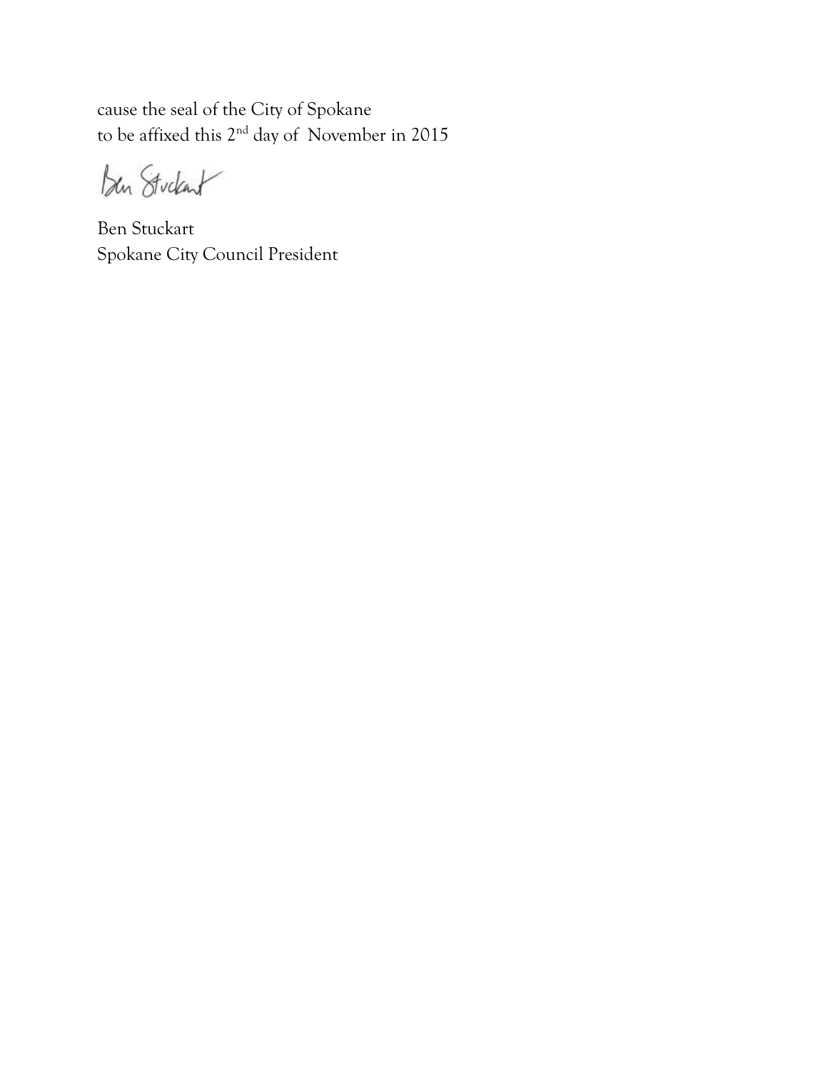cause the seal of the City of Spokane
to be affixed this 2nd day of November in 2015

Ben Stuckart

Ben Stuckart
Spokane City Council President